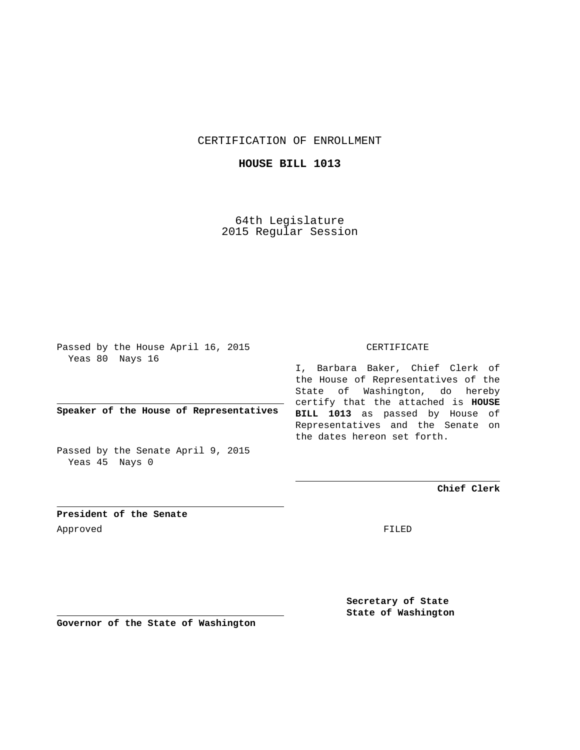CERTIFICATION OF ENROLLMENT

**HOUSE BILL 1013**

64th Legislature
2015 Regular Session

Passed by the House April 16, 2015
Yeas 80 Nays 16

**Speaker of the House of Representatives**

Passed by the Senate April 9, 2015
Yeas 45 Nays 0

**President of the Senate**

Approved

**Governor of the State of Washington**

CERTIFICATE

I, Barbara Baker, Chief Clerk of the House of Representatives of the State of Washington, do hereby certify that the attached is **HOUSE BILL 1013** as passed by House of Representatives and the Senate on the dates hereon set forth.

**Chief Clerk**

FILED

**Secretary of State**
**State of Washington**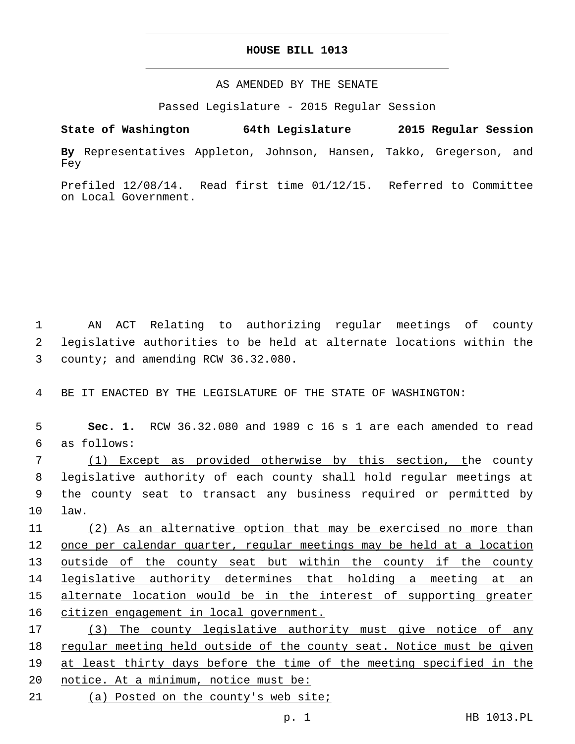# HOUSE BILL 1013

AS AMENDED BY THE SENATE

Passed Legislature - 2015 Regular Session

**State of Washington 64th Legislature 2015 Regular Session**

**By** Representatives Appleton, Johnson, Hansen, Takko, Gregerson, and Fey

Prefiled 12/08/14. Read first time 01/12/15. Referred to Committee on Local Government.

1 AN ACT Relating to authorizing regular meetings of county
2 legislative authorities to be held at alternate locations within the
3 county; and amending RCW 36.32.080.

4 BE IT ENACTED BY THE LEGISLATURE OF THE STATE OF WASHINGTON:

5 **Sec. 1.** RCW 36.32.080 and 1989 c 16 s 1 are each amended to read
6 as follows:

7 <u>(1) Except as provided otherwise by this section, t</u>he county
8 legislative authority of each county shall hold regular meetings at
9 the county seat to transact any business required or permitted by
10 law.

11 <u>(2) As an alternative option that may be exercised no more than</u>
12 <u>once per calendar quarter, regular meetings may be held at a location</u>
13 <u>outside of the county seat but within the county if the county</u>
14 <u>legislative authority determines that holding a meeting at an</u>
15 <u>alternate location would be in the interest of supporting greater</u>
16 <u>citizen engagement in local government.</u>

17 <u>(3) The county legislative authority must give notice of any</u>
18 <u>regular meeting held outside of the county seat. Notice must be given</u>
19 <u>at least thirty days before the time of the meeting specified in the</u>
20 <u>notice. At a minimum, notice must be:</u>

21 <u>(a) Posted on the county's web site;</u>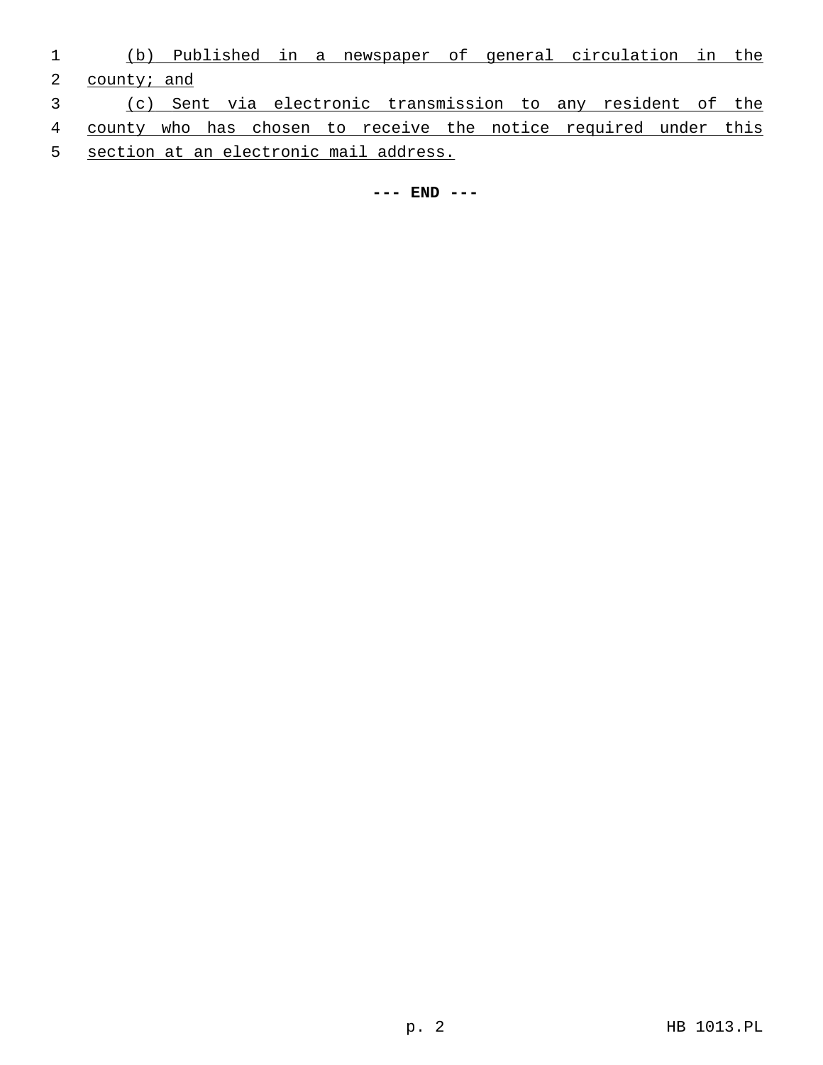(b) Published in a newspaper of general circulation in the county; and

(c) Sent via electronic transmission to any resident of the county who has chosen to receive the notice required under this section at an electronic mail address.

**--- END ---**